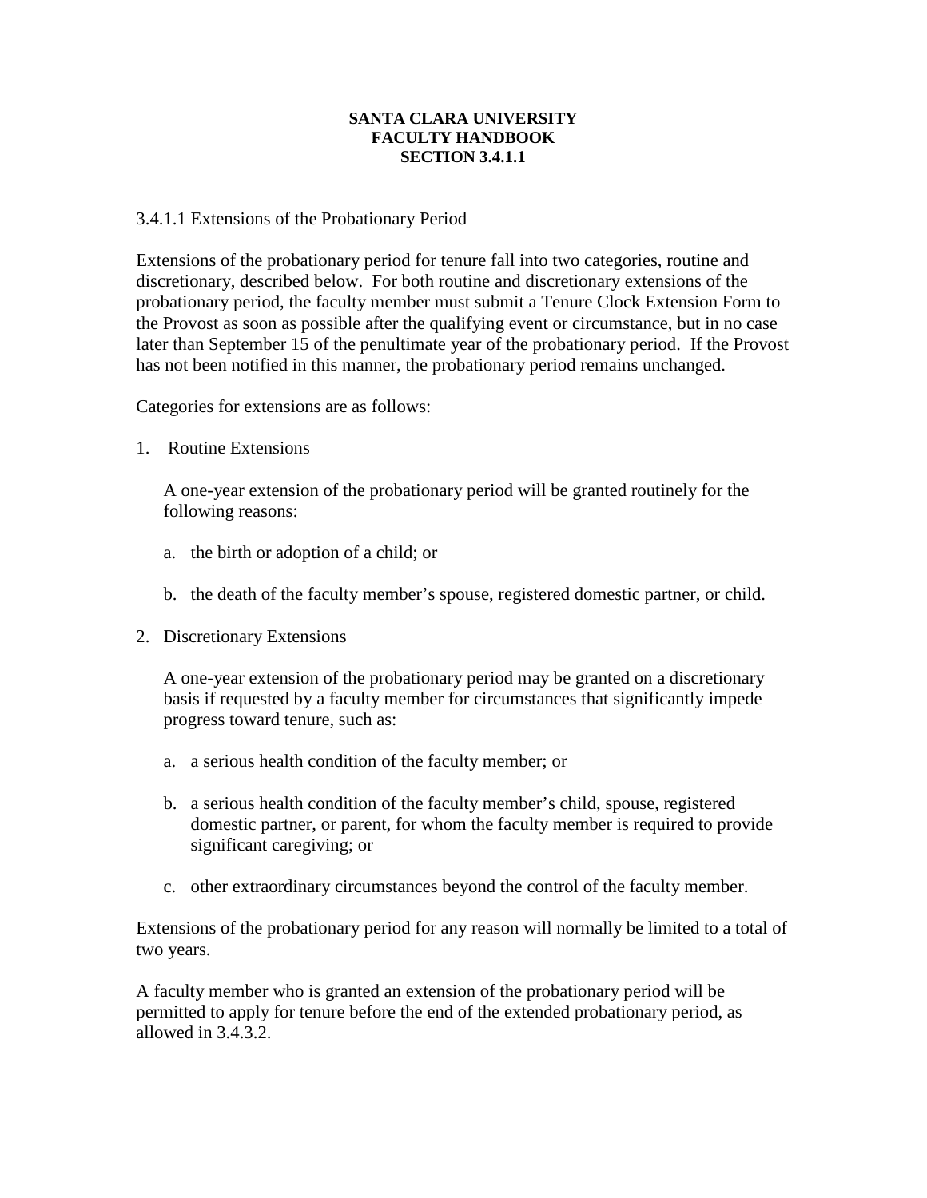**SANTA CLARA UNIVERSITY**
**FACULTY HANDBOOK**
**SECTION 3.4.1.1**

3.4.1.1 Extensions of the Probationary Period

Extensions of the probationary period for tenure fall into two categories, routine and discretionary, described below. For both routine and discretionary extensions of the probationary period, the faculty member must submit a Tenure Clock Extension Form to the Provost as soon as possible after the qualifying event or circumstance, but in no case later than September 15 of the penultimate year of the probationary period. If the Provost has not been notified in this manner, the probationary period remains unchanged.

Categories for extensions are as follows:

1. Routine Extensions

   A one-year extension of the probationary period will be granted routinely for the following reasons:

   a. the birth or adoption of a child; or

   b. the death of the faculty member's spouse, registered domestic partner, or child.

2. Discretionary Extensions

   A one-year extension of the probationary period may be granted on a discretionary basis if requested by a faculty member for circumstances that significantly impede progress toward tenure, such as:

   a. a serious health condition of the faculty member; or

   b. a serious health condition of the faculty member's child, spouse, registered domestic partner, or parent, for whom the faculty member is required to provide significant caregiving; or

   c. other extraordinary circumstances beyond the control of the faculty member.

Extensions of the probationary period for any reason will normally be limited to a total of two years.

A faculty member who is granted an extension of the probationary period will be permitted to apply for tenure before the end of the extended probationary period, as allowed in 3.4.3.2.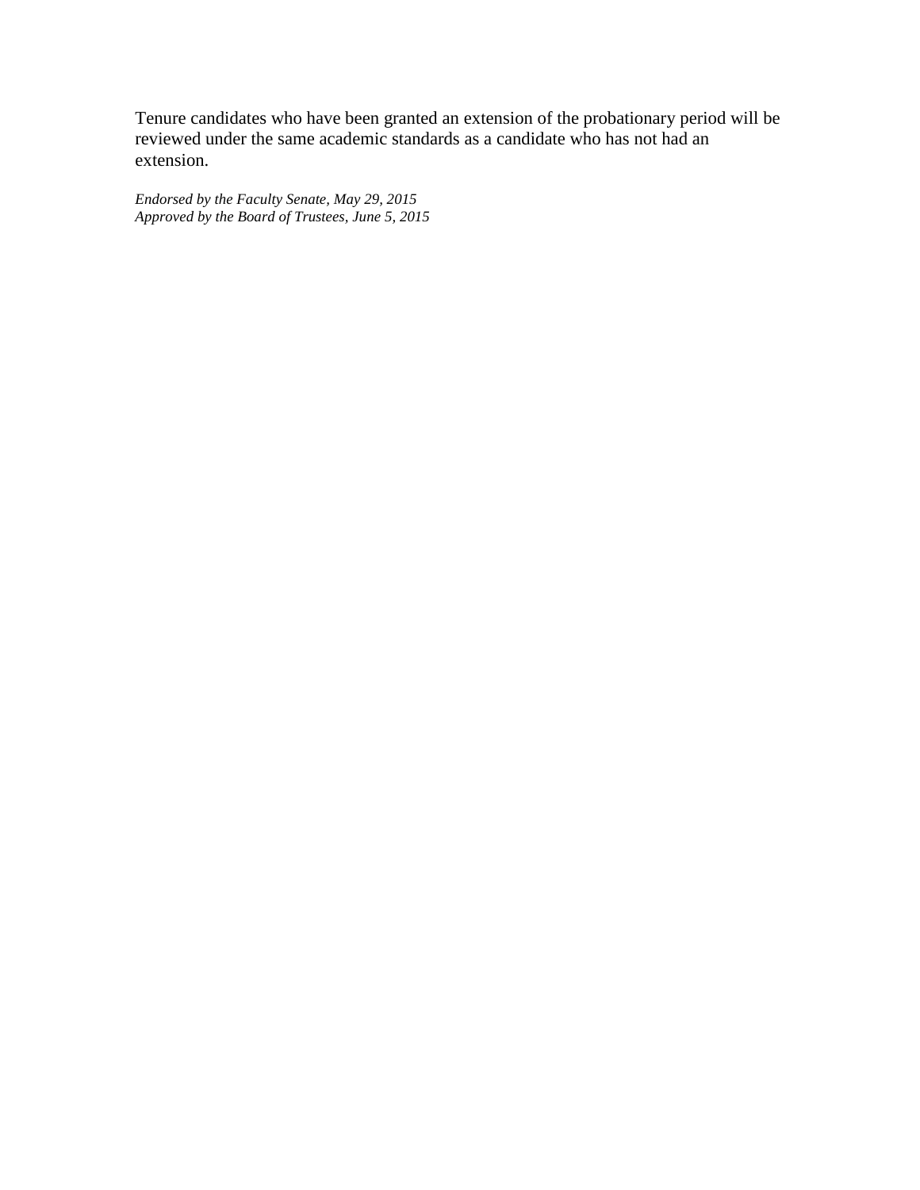Tenure candidates who have been granted an extension of the probationary period will be reviewed under the same academic standards as a candidate who has not had an extension.

*Endorsed by the Faculty Senate, May 29, 2015*
*Approved by the Board of Trustees, June 5, 2015*